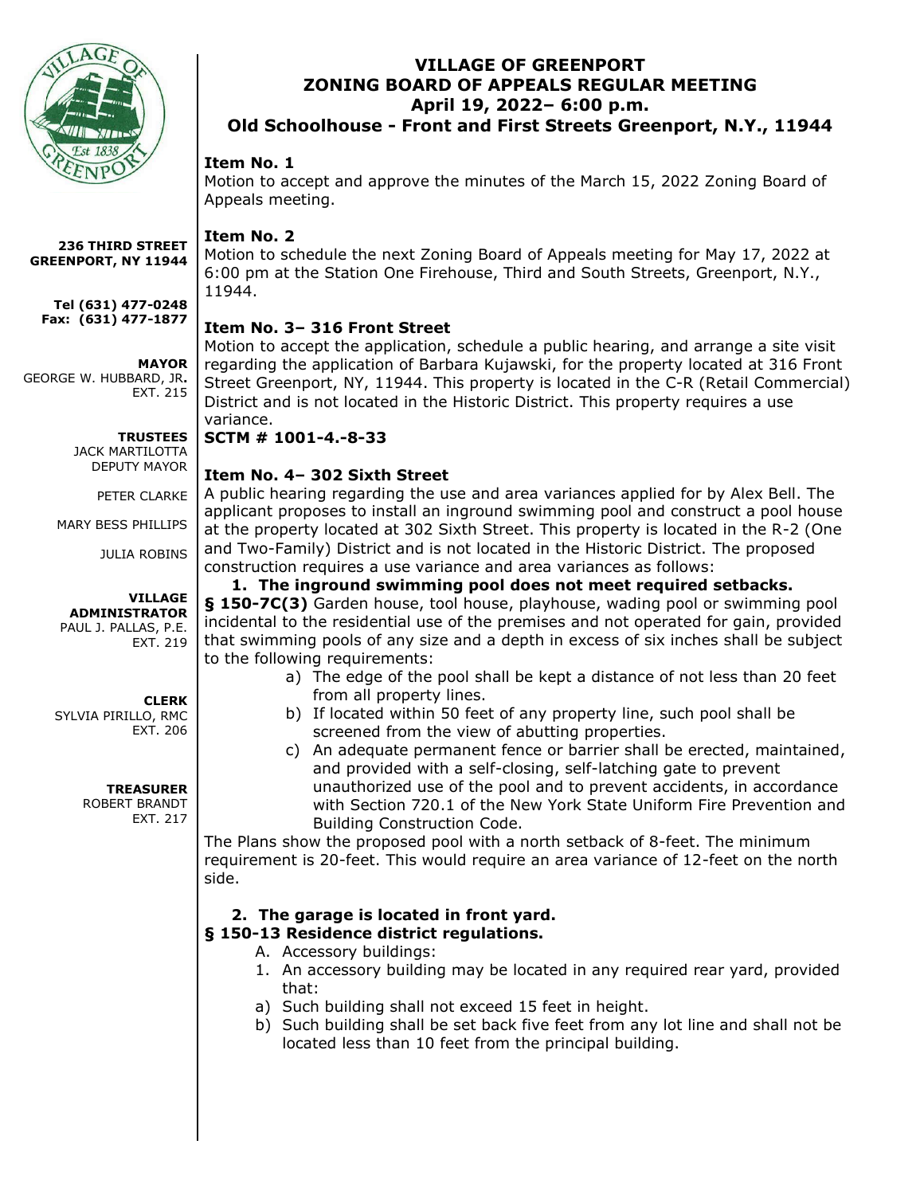# VILLAGE OF GREENPORT
# ZONING BOARD OF APPEALS REGULAR MEETING
## April 19, 2022– 6:00 p.m.
## Old Schoolhouse - Front and First Streets Greenport, N.Y., 11944

**236 THIRD STREET**
**GREENPORT, NY 11944**

**Tel (631) 477-0248**
**Fax: (631) 477-1877**

**MAYOR**
GEORGE W. HUBBARD, JR.
EXT. 215

**TRUSTEES**
JACK MARTILOTTA
DEPUTY MAYOR

PETER CLARKE

MARY BESS PHILLIPS

JULIA ROBINS

**VILLAGE ADMINISTRATOR**
PAUL J. PALLAS, P.E.
EXT. 219

**CLERK**
SYLVIA PIRILLO, RMC
EXT. 206

**TREASURER**
ROBERT BRANDT
EXT. 217

### Item No. 1

Motion to accept and approve the minutes of the March 15, 2022 Zoning Board of Appeals meeting.

### Item No. 2

Motion to schedule the next Zoning Board of Appeals meeting for May 17, 2022 at 6:00 pm at the Station One Firehouse, Third and South Streets, Greenport, N.Y., 11944.

### Item No. 3– 316 Front Street

Motion to accept the application, schedule a public hearing, and arrange a site visit regarding the application of Barbara Kujawski, for the property located at 316 Front Street Greenport, NY, 11944. This property is located in the C-R (Retail Commercial) District and is not located in the Historic District. This property requires a use variance.

**SCTM # 1001-4.-8-33**

### Item No. 4– 302 Sixth Street

A public hearing regarding the use and area variances applied for by Alex Bell. The applicant proposes to install an inground swimming pool and construct a pool house at the property located at 302 Sixth Street. This property is located in the R-2 (One and Two-Family) District and is not located in the Historic District. The proposed construction requires a use variance and area variances as follows:

**1. The inground swimming pool does not meet required setbacks.**

**§ 150-7C(3)** Garden house, tool house, playhouse, wading pool or swimming pool incidental to the residential use of the premises and not operated for gain, provided that swimming pools of any size and a depth in excess of six inches shall be subject to the following requirements:

a) The edge of the pool shall be kept a distance of not less than 20 feet from all property lines.
b) If located within 50 feet of any property line, such pool shall be screened from the view of abutting properties.
c) An adequate permanent fence or barrier shall be erected, maintained, and provided with a self-closing, self-latching gate to prevent unauthorized use of the pool and to prevent accidents, in accordance with Section 720.1 of the New York State Uniform Fire Prevention and Building Construction Code.

The Plans show the proposed pool with a north setback of 8-feet. The minimum requirement is 20-feet. This would require an area variance of 12-feet on the north side.

**2. The garage is located in front yard.**

**§ 150-13 Residence district regulations.**

A. Accessory buildings:
1. An accessory building may be located in any required rear yard, provided that:
a) Such building shall not exceed 15 feet in height.
b) Such building shall be set back five feet from any lot line and shall not be located less than 10 feet from the principal building.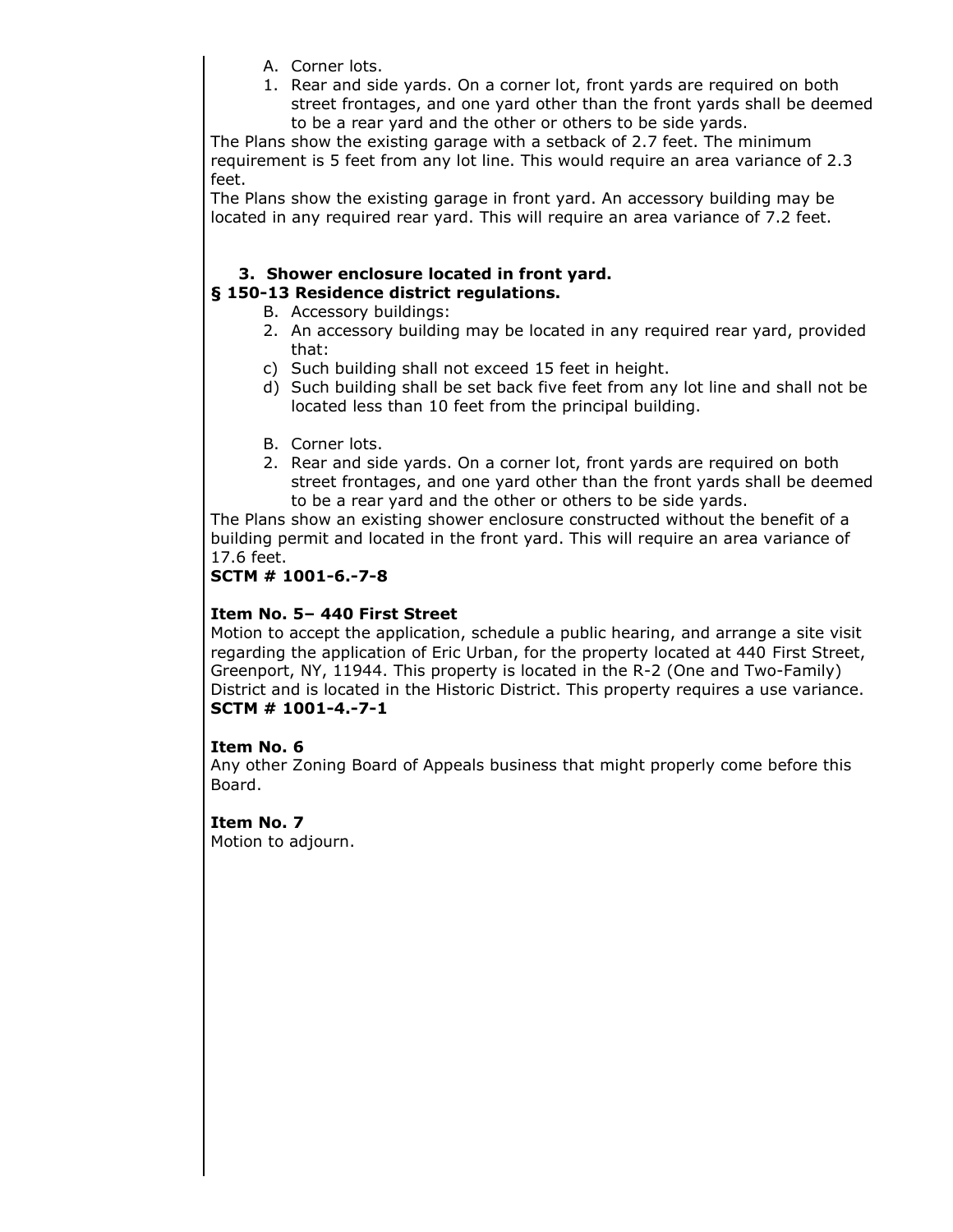A. Corner lots.

1. Rear and side yards. On a corner lot, front yards are required on both street frontages, and one yard other than the front yards shall be deemed to be a rear yard and the other or others to be side yards.

The Plans show the existing garage with a setback of 2.7 feet. The minimum requirement is 5 feet from any lot line. This would require an area variance of 2.3 feet.

The Plans show the existing garage in front yard. An accessory building may be located in any required rear yard. This will require an area variance of 7.2 feet.

**3. Shower enclosure located in front yard.**

**§ 150-13 Residence district regulations.**

B. Accessory buildings:

2. An accessory building may be located in any required rear yard, provided that:

c) Such building shall not exceed 15 feet in height.

d) Such building shall be set back five feet from any lot line and shall not be located less than 10 feet from the principal building.

B. Corner lots.

2. Rear and side yards. On a corner lot, front yards are required on both street frontages, and one yard other than the front yards shall be deemed to be a rear yard and the other or others to be side yards.

The Plans show an existing shower enclosure constructed without the benefit of a building permit and located in the front yard. This will require an area variance of 17.6 feet.

**SCTM # 1001-6.-7-8**

**Item No. 5– 440 First Street**

Motion to accept the application, schedule a public hearing, and arrange a site visit regarding the application of Eric Urban, for the property located at 440 First Street, Greenport, NY, 11944. This property is located in the R-2 (One and Two-Family) District and is located in the Historic District. This property requires a use variance.

**SCTM # 1001-4.-7-1**

**Item No. 6**

Any other Zoning Board of Appeals business that might properly come before this Board.

**Item No. 7**

Motion to adjourn.